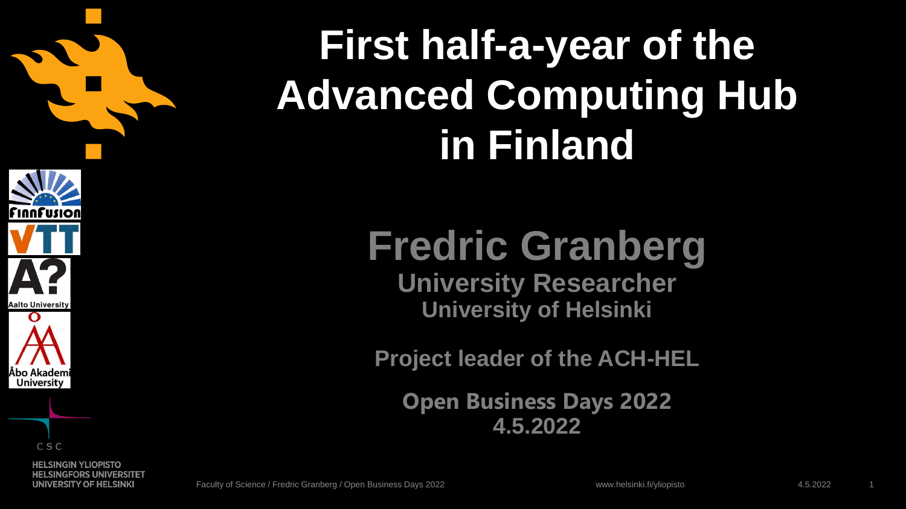# First half-a-year of the Advanced Computing Hub in Finland

## Fredric Granberg

**University Researcher**

**University of Helsinki**

**Project leader of the ACH-HEL**

**Open Business Days 2022**

**4.5.2022**

FinnFusion

VTT

Aalto University

Åbo Akademi University

CSC

HELSINGIN YLIOPISTO
HELSINGFORS UNIVERSITET
UNIVERSITY OF HELSINKI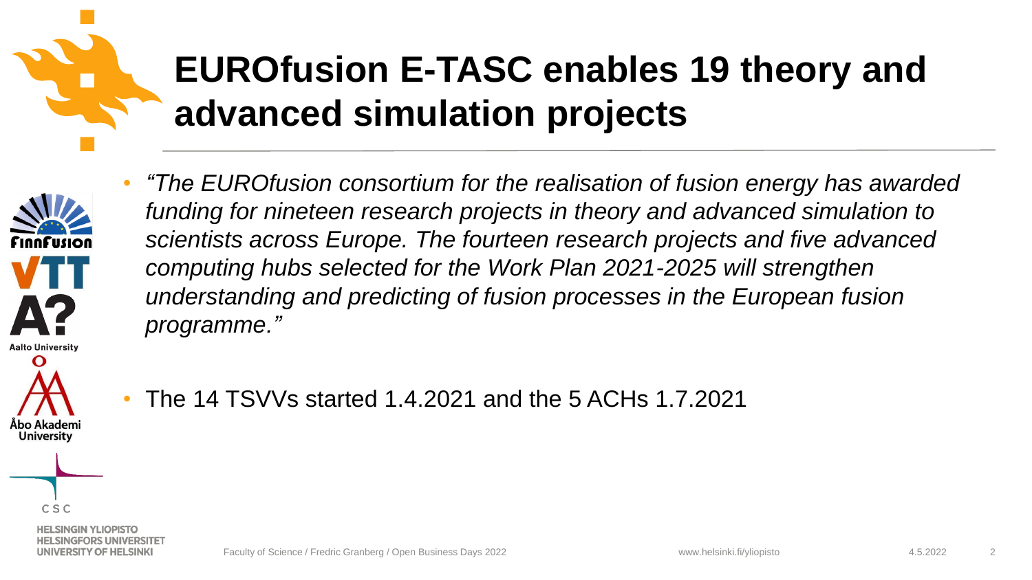# EUROfusion E-TASC enables 19 theory and advanced simulation projects

- *"The EUROfusion consortium for the realisation of fusion energy has awarded funding for nineteen research projects in theory and advanced simulation to scientists across Europe. The fourteen research projects and five advanced computing hubs selected for the Work Plan 2021-2025 will strengthen understanding and predicting of fusion processes in the European fusion programme."*

- The 14 TSVVs started 1.4.2021 and the 5 ACHs 1.7.2021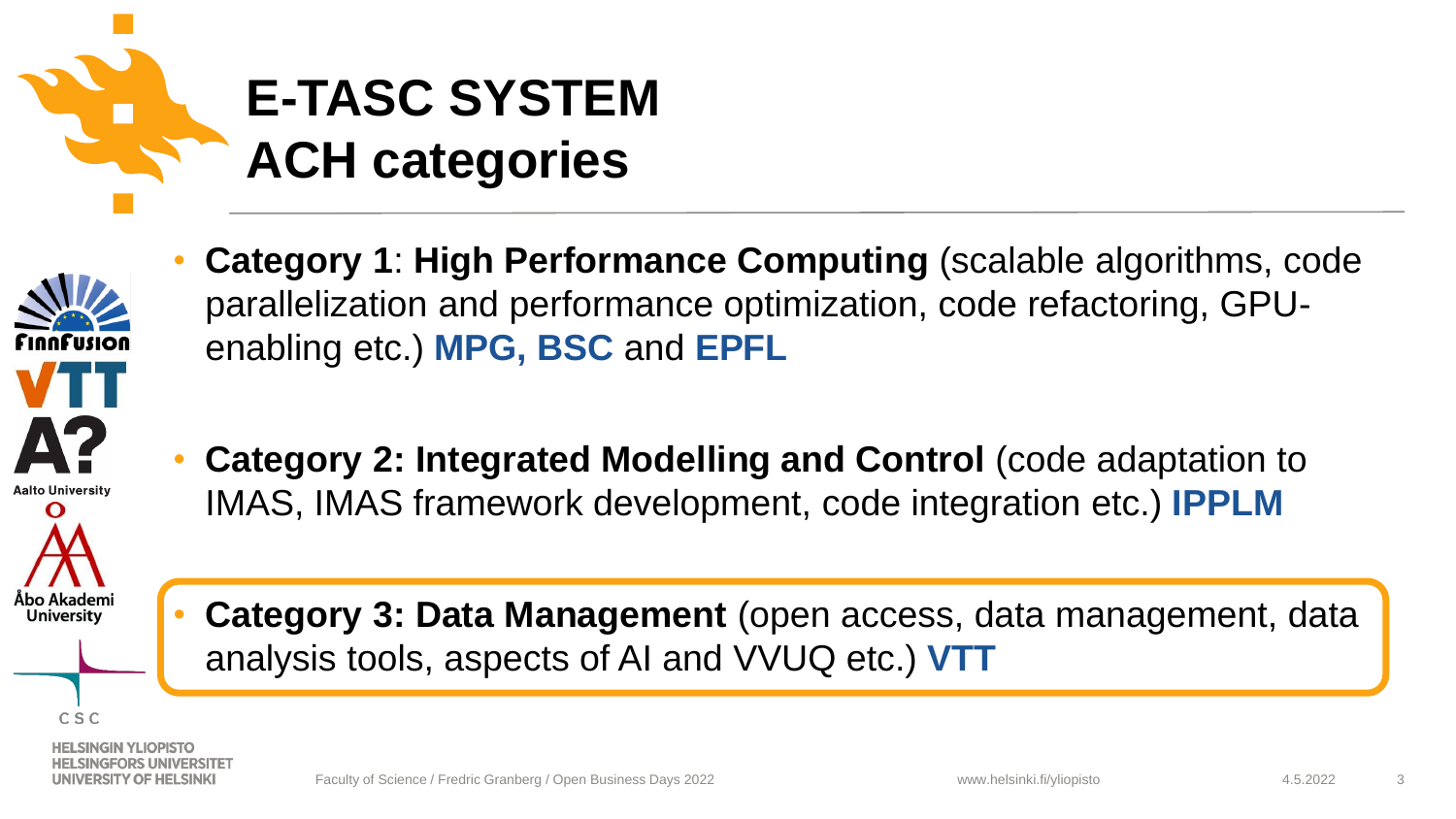# E-TASC SYSTEM ACH categories

- **Category 1**: **High Performance Computing** (scalable algorithms, code parallelization and performance optimization, code refactoring, GPU-enabling etc.) **MPG, BSC** and **EPFL**

- **Category 2: Integrated Modelling and Control** (code adaptation to IMAS, IMAS framework development, code integration etc.) **IPPLM**

- **Category 3: Data Management** (open access, data management, data analysis tools, aspects of AI and VVUQ etc.) **VTT**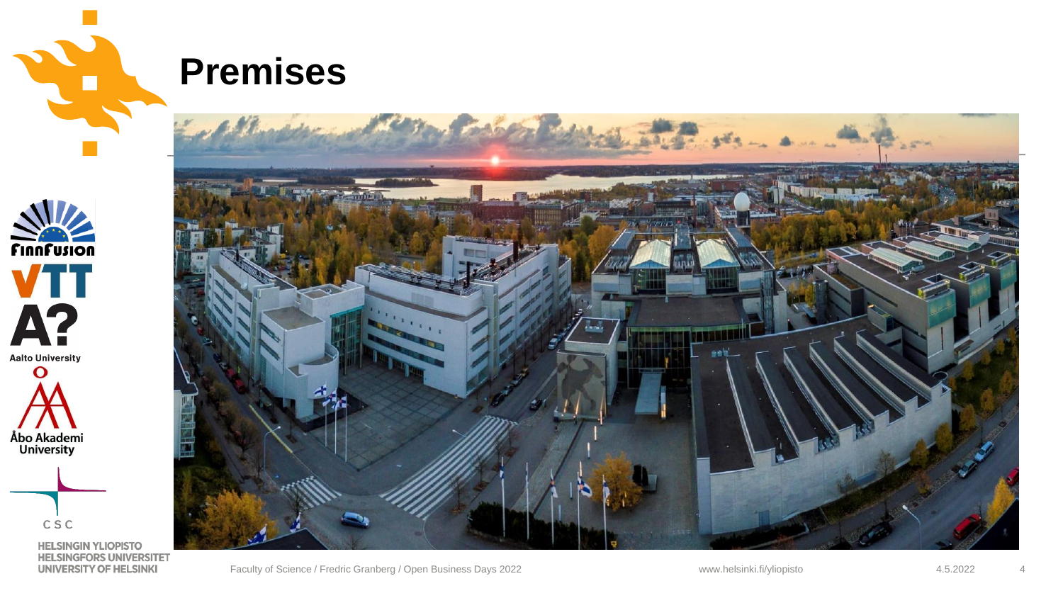# Premises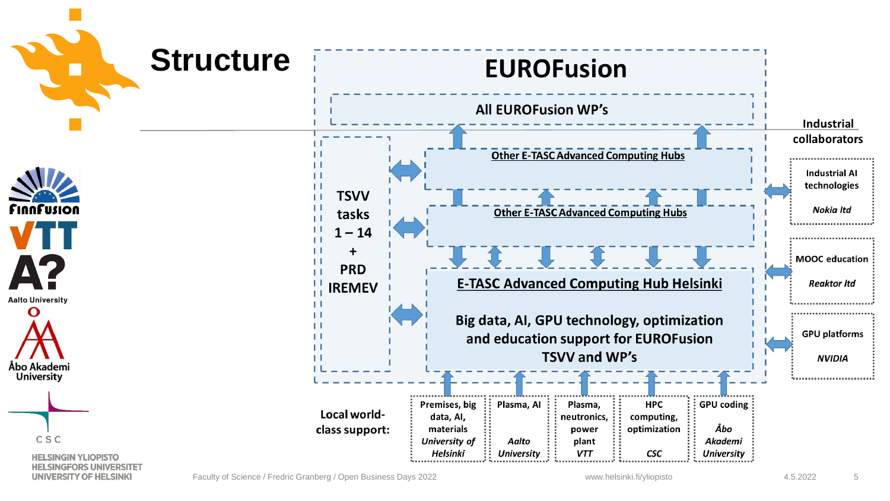# Structure

## EUROFusion

All EUROFusion WP's

TSVV tasks 1 – 14 + PRD IREMEV

Other E-TASC Advanced Computing Hubs

Other E-TASC Advanced Computing Hubs

**E-TASC Advanced Computing Hub Helsinki**

Big data, AI, GPU technology, optimization and education support for EUROFusion TSVV and WP's

Industrial collaborators

- Industrial AI technologies — *Nokia ltd*
- MOOC education — *Reaktor ltd*
- GPU platforms — *NVIDIA*

Local world-class support:

- Premises, big data, AI, materials — *University of Helsinki*
- Plasma, AI — *Aalto University*
- Plasma, neutronics, power plant — *VTT*
- HPC computing, optimization — *CSC*
- GPU coding — *Åbo Akademi University*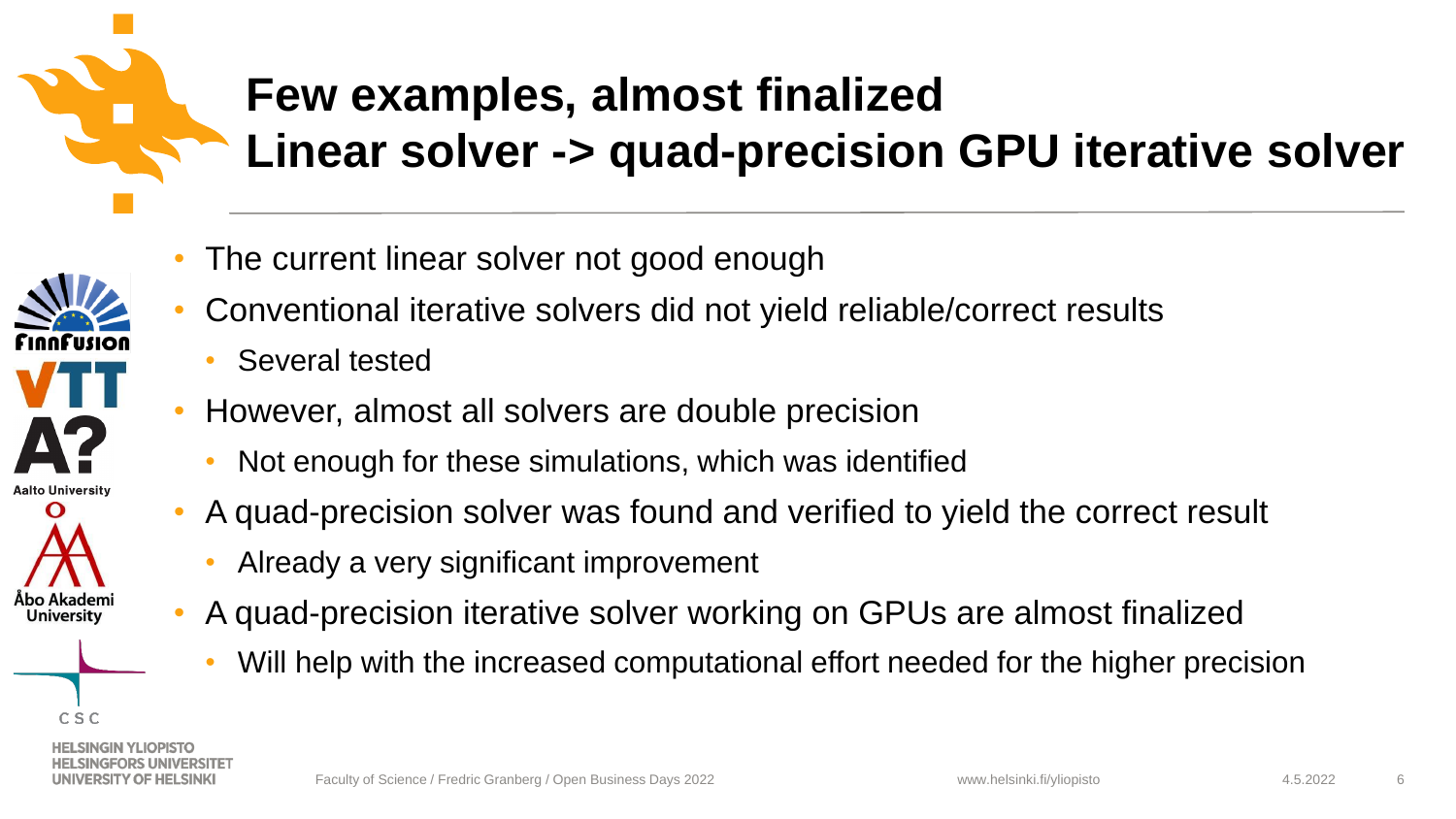# Few examples, almost finalized
# Linear solver -> quad-precision GPU iterative solver

- The current linear solver not good enough
- Conventional iterative solvers did not yield reliable/correct results
  - Several tested
- However, almost all solvers are double precision
  - Not enough for these simulations, which was identified
- A quad-precision solver was found and verified to yield the correct result
  - Already a very significant improvement
- A quad-precision iterative solver working on GPUs are almost finalized
  - Will help with the increased computational effort needed for the higher precision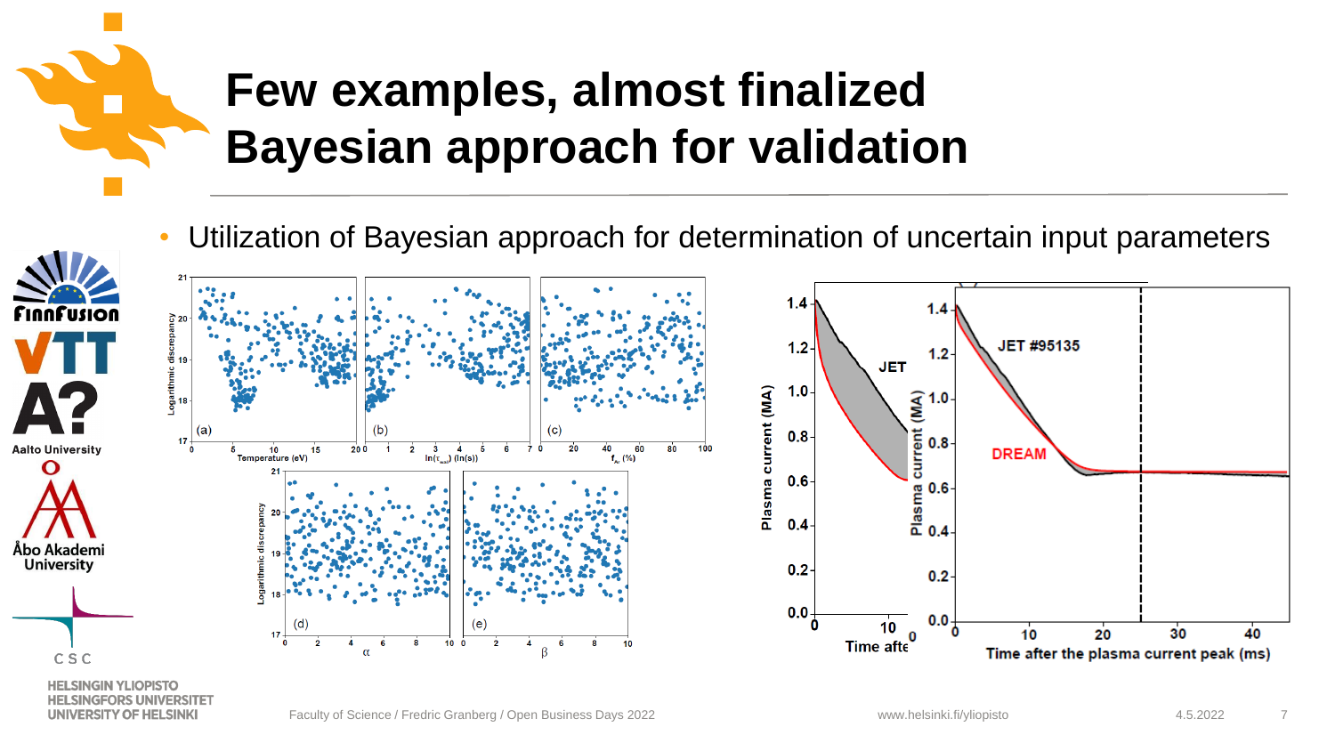# Few examples, almost finalized Bayesian approach for validation

- Utilization of Bayesian approach for determination of uncertain input parameters

Logarithmic discrepancy

(a) Temperature (eV)

(b) $\ln(\tau_{wall})$ (ln(s))

(c) $f_{Ar}$ (%)

(d) α

(e) β

Plasma current (MA)

JET

Time afte

JET #95135

DREAM

Time after the plasma current peak (ms)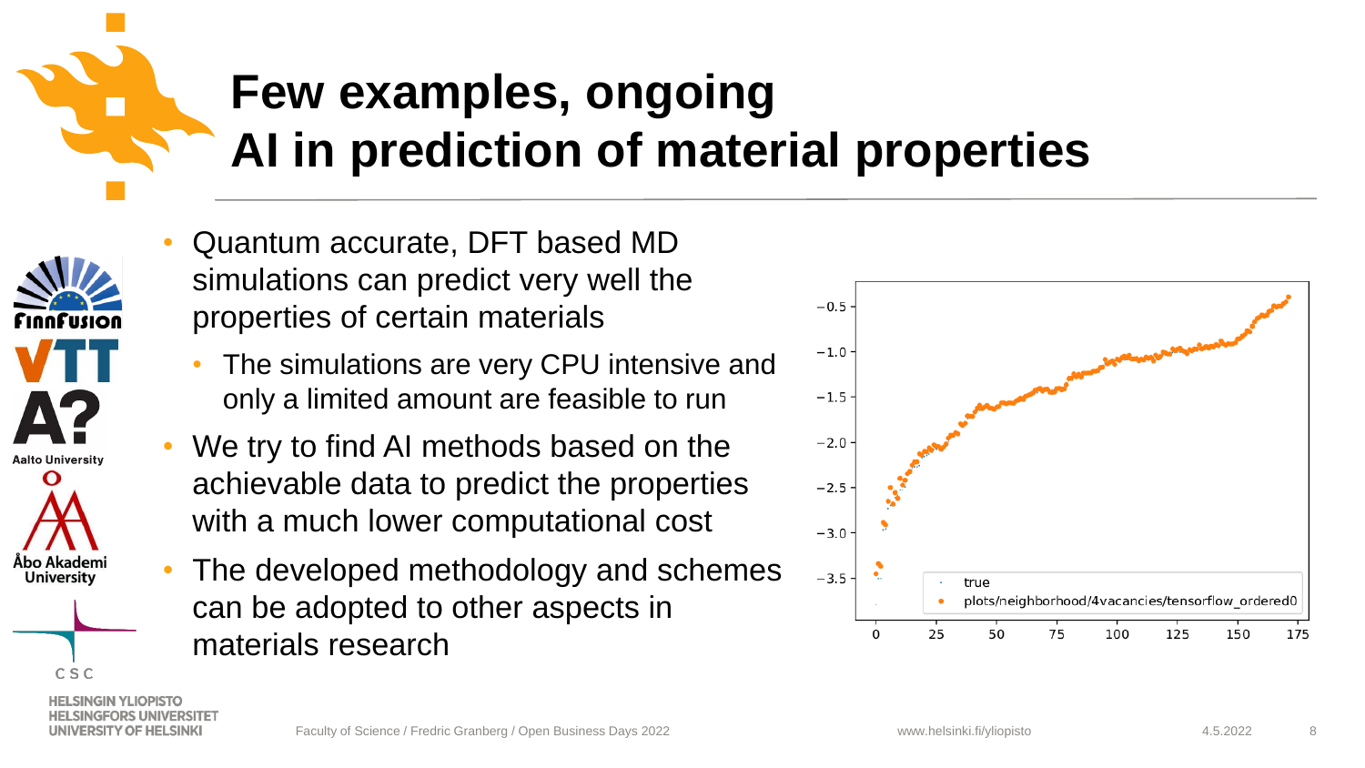# Few examples, ongoing
# AI in prediction of material properties

- Quantum accurate, DFT based MD simulations can predict very well the properties of certain materials
  - The simulations are very CPU intensive and only a limited amount are feasible to run
- We try to find AI methods based on the achievable data to predict the properties with a much lower computational cost
- The developed methodology and schemes can be adopted to other aspects in materials research

−0.5
−1.0
−1.5
−2.0
−2.5
−3.0
−3.5

0 25 50 75 100 125 150 175

true
plots/neighborhood/4vacancies/tensorflow_ordered0

Faculty of Science / Fredric Granberg / Open Business Days 2022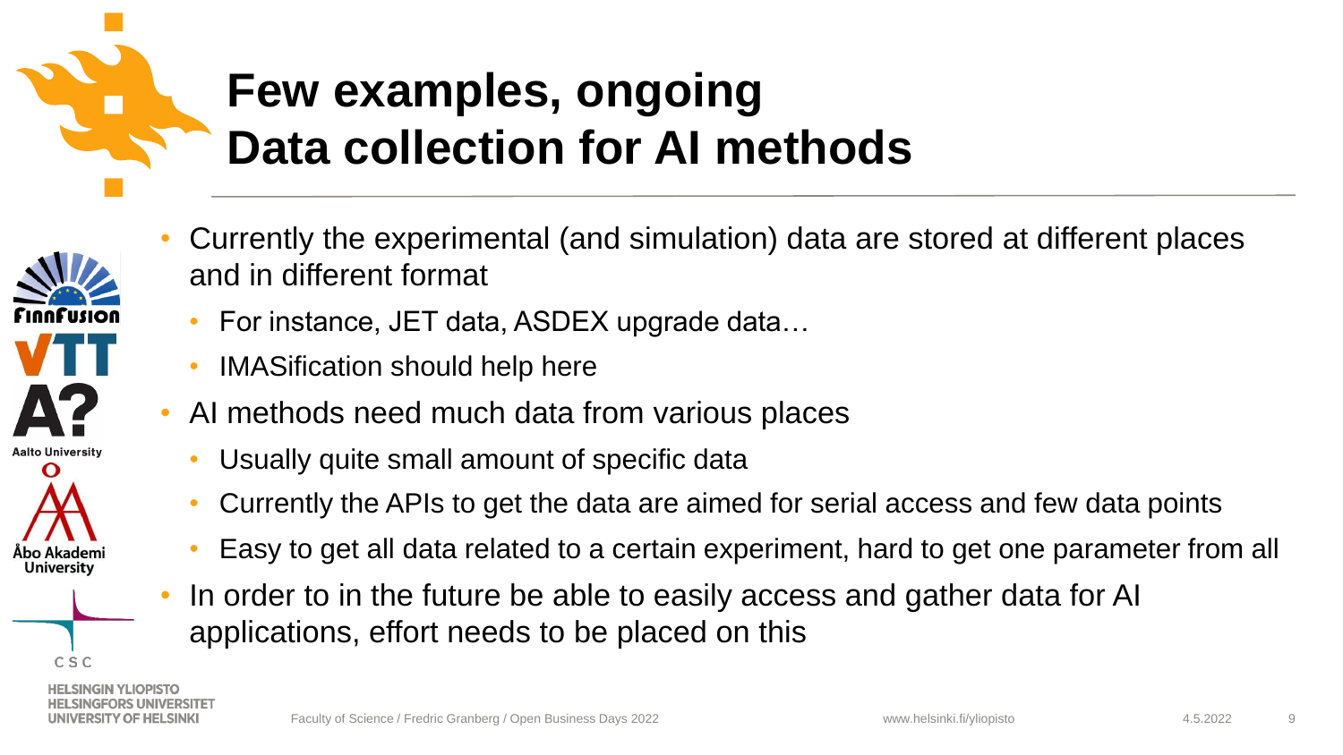# Few examples, ongoing
# Data collection for AI methods

- Currently the experimental (and simulation) data are stored at different places and in different format
  - For instance, JET data, ASDEX upgrade data…
  - IMASification should help here
- AI methods need much data from various places
  - Usually quite small amount of specific data
  - Currently the APIs to get the data are aimed for serial access and few data points
  - Easy to get all data related to a certain experiment, hard to get one parameter from all
- In order to in the future be able to easily access and gather data for AI applications, effort needs to be placed on this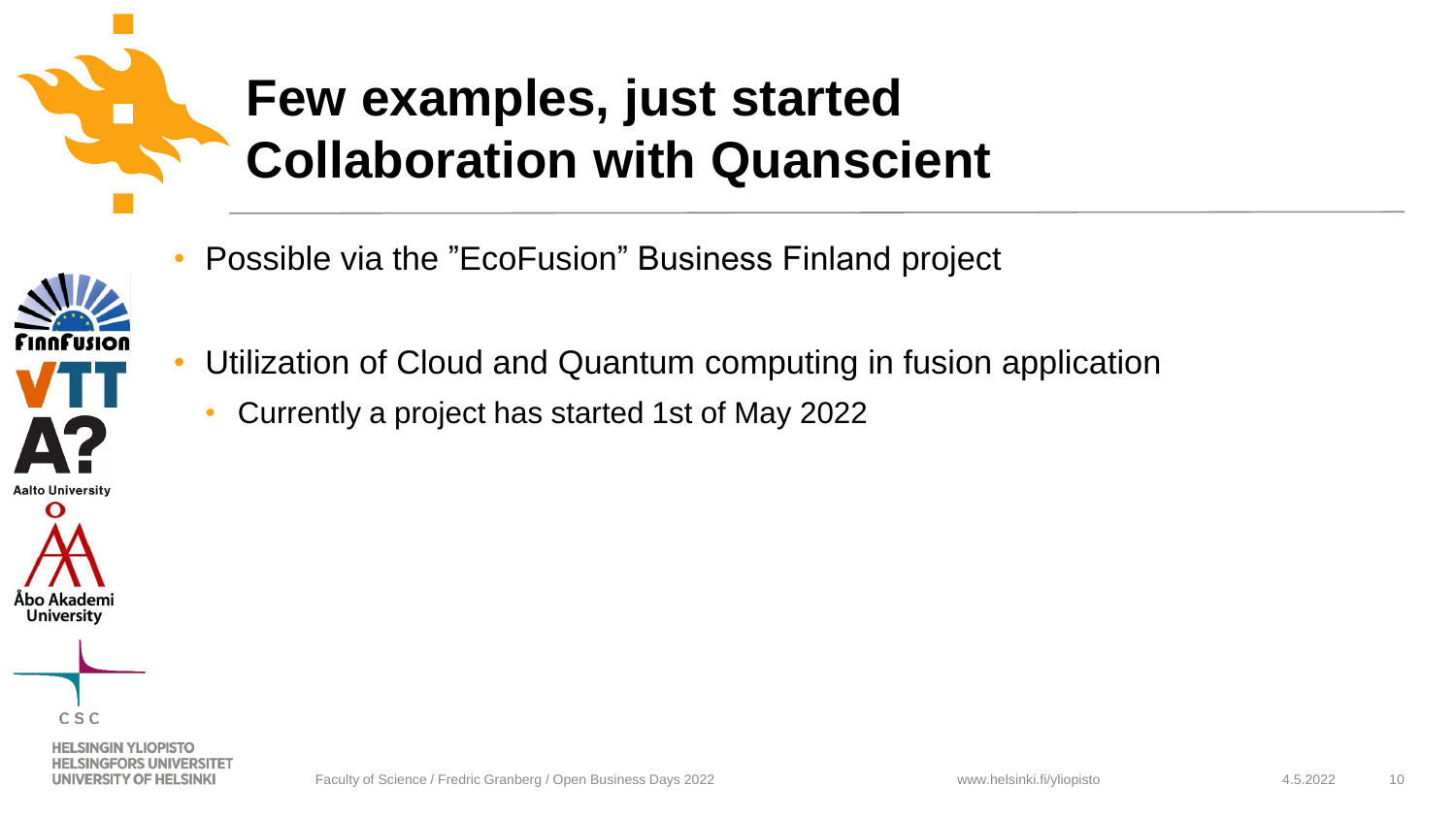# Few examples, just started Collaboration with Quanscient

- Possible via the ”EcoFusion” Business Finland project
- Utilization of Cloud and Quantum computing in fusion application
  - Currently a project has started 1st of May 2022